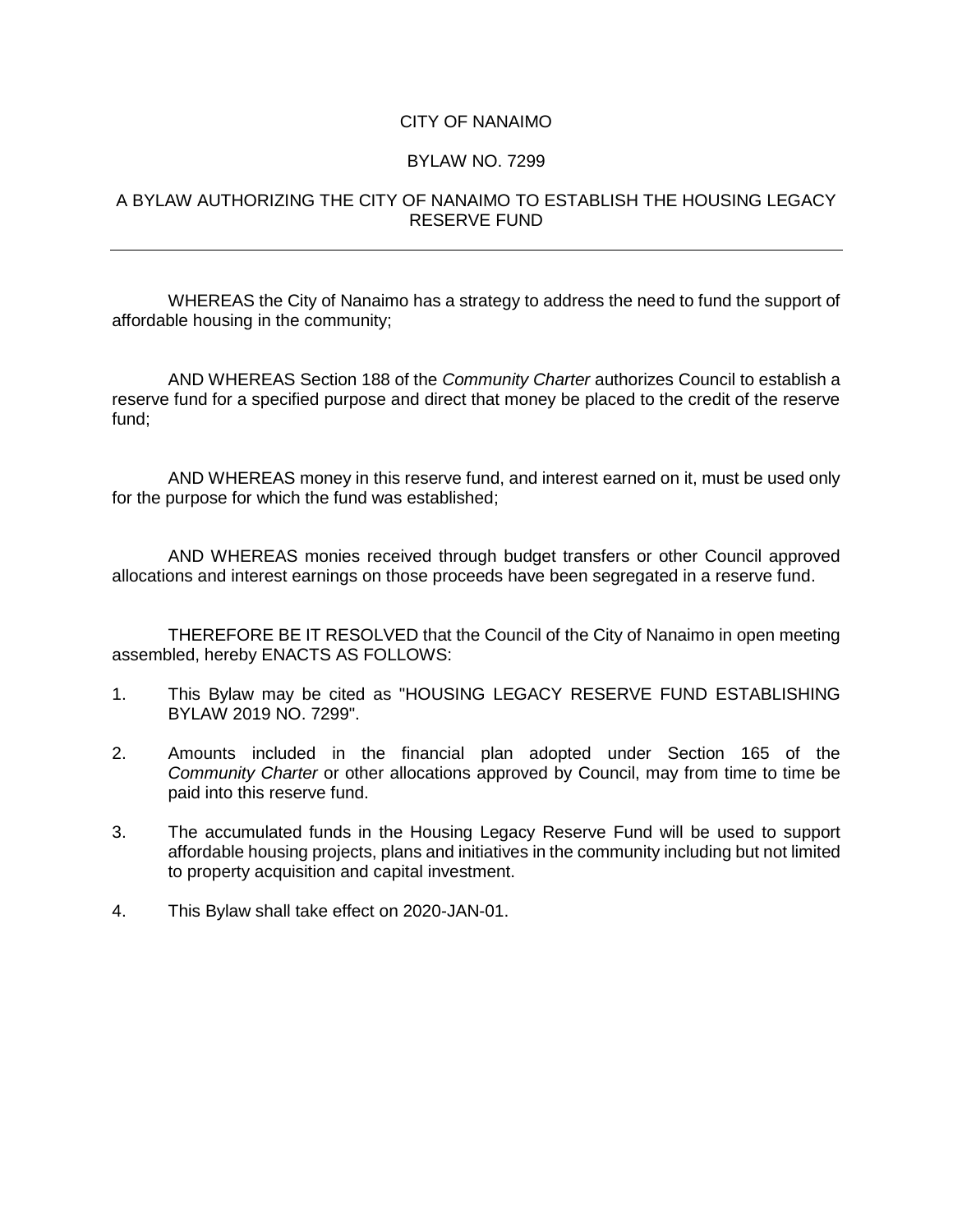# CITY OF NANAIMO

## BYLAW NO. 7299

## A BYLAW AUTHORIZING THE CITY OF NANAIMO TO ESTABLISH THE HOUSING LEGACY RESERVE FUND

---

WHEREAS the City of Nanaimo has a strategy to address the need to fund the support of affordable housing in the community;

AND WHEREAS Section 188 of the *Community Charter* authorizes Council to establish a reserve fund for a specified purpose and direct that money be placed to the credit of the reserve fund;

AND WHEREAS money in this reserve fund, and interest earned on it, must be used only for the purpose for which the fund was established;

AND WHEREAS monies received through budget transfers or other Council approved allocations and interest earnings on those proceeds have been segregated in a reserve fund.

THEREFORE BE IT RESOLVED that the Council of the City of Nanaimo in open meeting assembled, hereby ENACTS AS FOLLOWS:

1. This Bylaw may be cited as "HOUSING LEGACY RESERVE FUND ESTABLISHING BYLAW 2019 NO. 7299".
2. Amounts included in the financial plan adopted under Section 165 of the *Community Charter* or other allocations approved by Council, may from time to time be paid into this reserve fund.
3. The accumulated funds in the Housing Legacy Reserve Fund will be used to support affordable housing projects, plans and initiatives in the community including but not limited to property acquisition and capital investment.
4. This Bylaw shall take effect on 2020-JAN-01.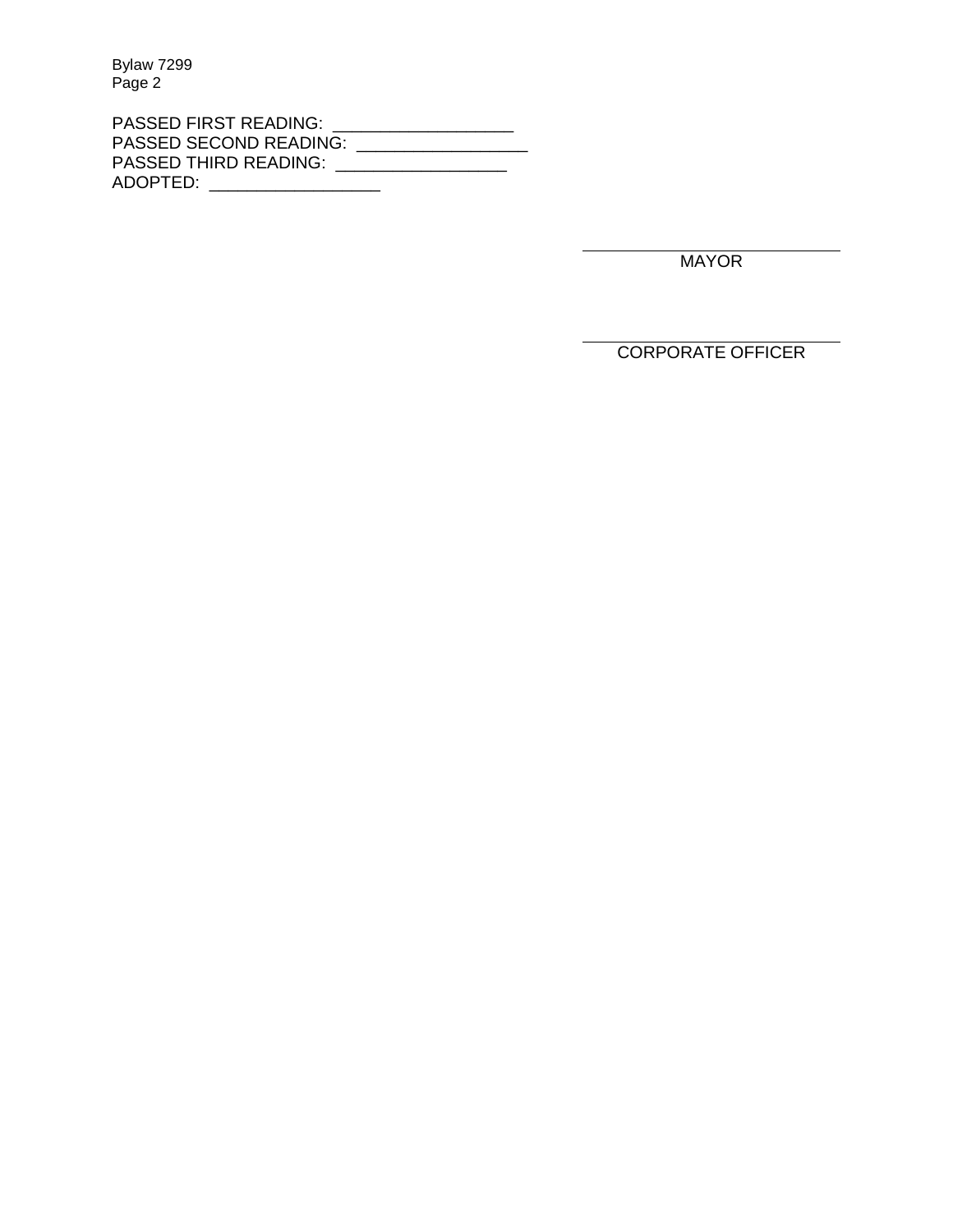PASSED FIRST READING: ___________________
PASSED SECOND READING: __________________
PASSED THIRD READING: __________________
ADOPTED: __________________

\_\_\_\_\_\_\_\_\_\_\_\_\_\_\_\_\_\_\_\_\_\_\_\_\_\_\_\_
MAYOR

\_\_\_\_\_\_\_\_\_\_\_\_\_\_\_\_\_\_\_\_\_\_\_\_\_\_\_\_
CORPORATE OFFICER